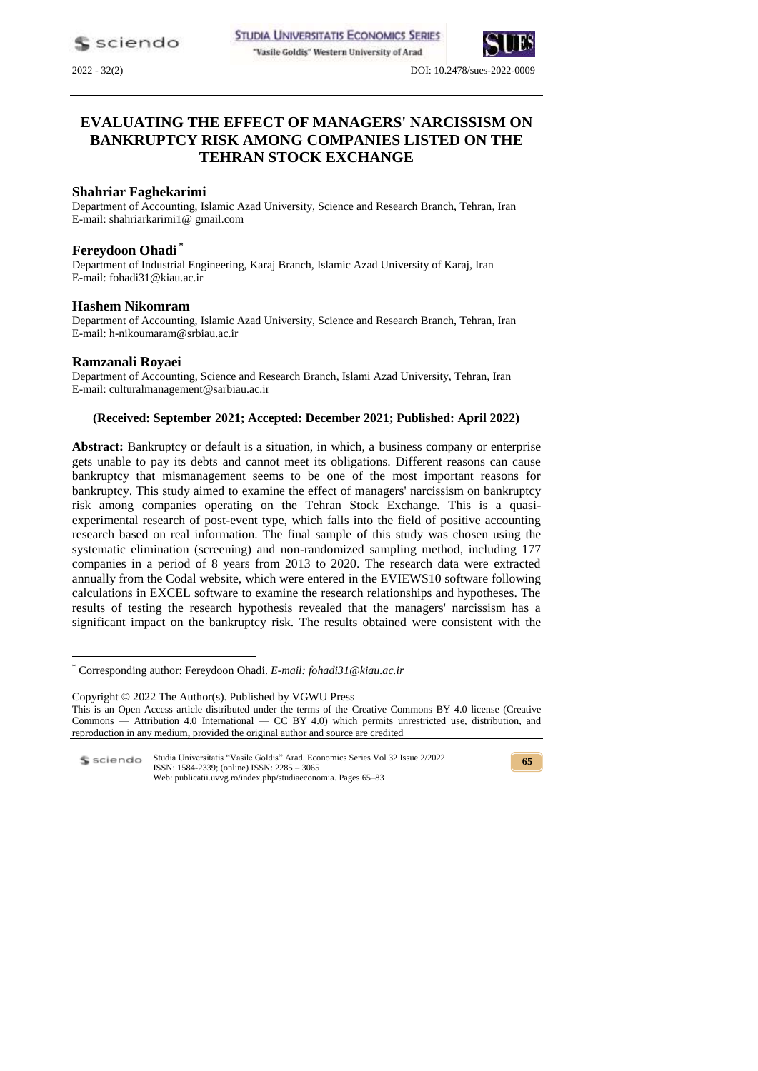# EVALUATING THE EFFECT OF MANAGERS' NARCISSISM ON BANKRUPTCY RISK AMONG COMPANIES LISTED ON THE TEHRAN STOCK EXCHANGE

## Shahriar Faghekarimi

Department of Accounting, Islamic Azad University, Science and Research Branch, Tehran, Iran
E-mail: shahriarkarimi1@ gmail.com

## Fereydoon Ohadi [*]

Department of Industrial Engineering, Karaj Branch, Islamic Azad University of Karaj, Iran
E-mail: fohadi31@kiau.ac.ir

## Hashem Nikomram

Department of Accounting, Islamic Azad University, Science and Research Branch, Tehran, Iran
E-mail: h-nikoumaram@srbiau.ac.ir

## Ramzanali Royaei

Department of Accounting, Science and Research Branch, Islami Azad University, Tehran, Iran
E-mail: culturalmanagement@sarbiau.ac.ir

**(Received: September 2021; Accepted: December 2021; Published: April 2022)**

**Abstract:** Bankruptcy or default is a situation, in which, a business company or enterprise gets unable to pay its debts and cannot meet its obligations. Different reasons can cause bankruptcy that mismanagement seems to be one of the most important reasons for bankruptcy. This study aimed to examine the effect of managers' narcissism on bankruptcy risk among companies operating on the Tehran Stock Exchange. This is a quasi-experimental research of post-event type, which falls into the field of positive accounting research based on real information. The final sample of this study was chosen using the systematic elimination (screening) and non-randomized sampling method, including 177 companies in a period of 8 years from 2013 to 2020. The research data were extracted annually from the Codal website, which were entered in the EVIEWS10 software following calculations in EXCEL software to examine the research relationships and hypotheses. The results of testing the research hypothesis revealed that the managers' narcissism has a significant impact on the bankruptcy risk. The results obtained were consistent with the

---

[*] Corresponding author: Fereydoon Ohadi. *E-mail: fohadi31@kiau.ac.ir*

Copyright © 2022 The Author(s). Published by VGWU Press
This is an Open Access article distributed under the terms of the Creative Commons BY 4.0 license (Creative Commons — Attribution 4.0 International — CC BY 4.0) which permits unrestricted use, distribution, and reproduction in any medium, provided the original author and source are credited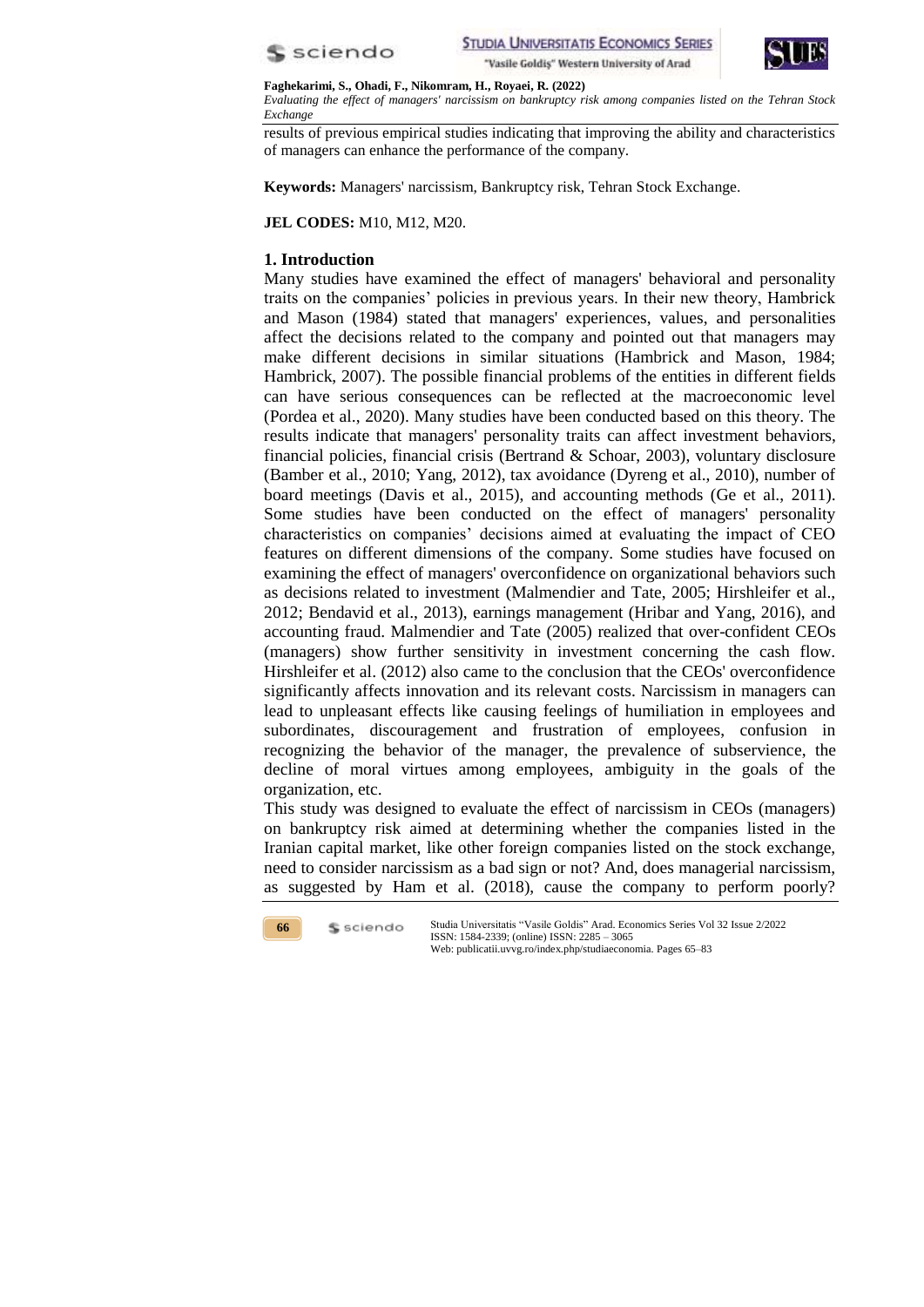results of previous empirical studies indicating that improving the ability and characteristics of managers can enhance the performance of the company.

**Keywords:** Managers' narcissism, Bankruptcy risk, Tehran Stock Exchange.

**JEL CODES:** M10, M12, M20.

## 1. Introduction

Many studies have examined the effect of managers' behavioral and personality traits on the companies' policies in previous years. In their new theory, Hambrick and Mason (1984) stated that managers' experiences, values, and personalities affect the decisions related to the company and pointed out that managers may make different decisions in similar situations (Hambrick and Mason, 1984; Hambrick, 2007). The possible financial problems of the entities in different fields can have serious consequences can be reflected at the macroeconomic level (Pordea et al., 2020). Many studies have been conducted based on this theory. The results indicate that managers' personality traits can affect investment behaviors, financial policies, financial crisis (Bertrand & Schoar, 2003), voluntary disclosure (Bamber et al., 2010; Yang, 2012), tax avoidance (Dyreng et al., 2010), number of board meetings (Davis et al., 2015), and accounting methods (Ge et al., 2011). Some studies have been conducted on the effect of managers' personality characteristics on companies' decisions aimed at evaluating the impact of CEO features on different dimensions of the company. Some studies have focused on examining the effect of managers' overconfidence on organizational behaviors such as decisions related to investment (Malmendier and Tate, 2005; Hirshleifer et al., 2012; Bendavid et al., 2013), earnings management (Hribar and Yang, 2016), and accounting fraud. Malmendier and Tate (2005) realized that over-confident CEOs (managers) show further sensitivity in investment concerning the cash flow. Hirshleifer et al. (2012) also came to the conclusion that the CEOs' overconfidence significantly affects innovation and its relevant costs. Narcissism in managers can lead to unpleasant effects like causing feelings of humiliation in employees and subordinates, discouragement and frustration of employees, confusion in recognizing the behavior of the manager, the prevalence of subservience, the decline of moral virtues among employees, ambiguity in the goals of the organization, etc.

This study was designed to evaluate the effect of narcissism in CEOs (managers) on bankruptcy risk aimed at determining whether the companies listed in the Iranian capital market, like other foreign companies listed on the stock exchange, need to consider narcissism as a bad sign or not? And, does managerial narcissism, as suggested by Ham et al. (2018), cause the company to perform poorly?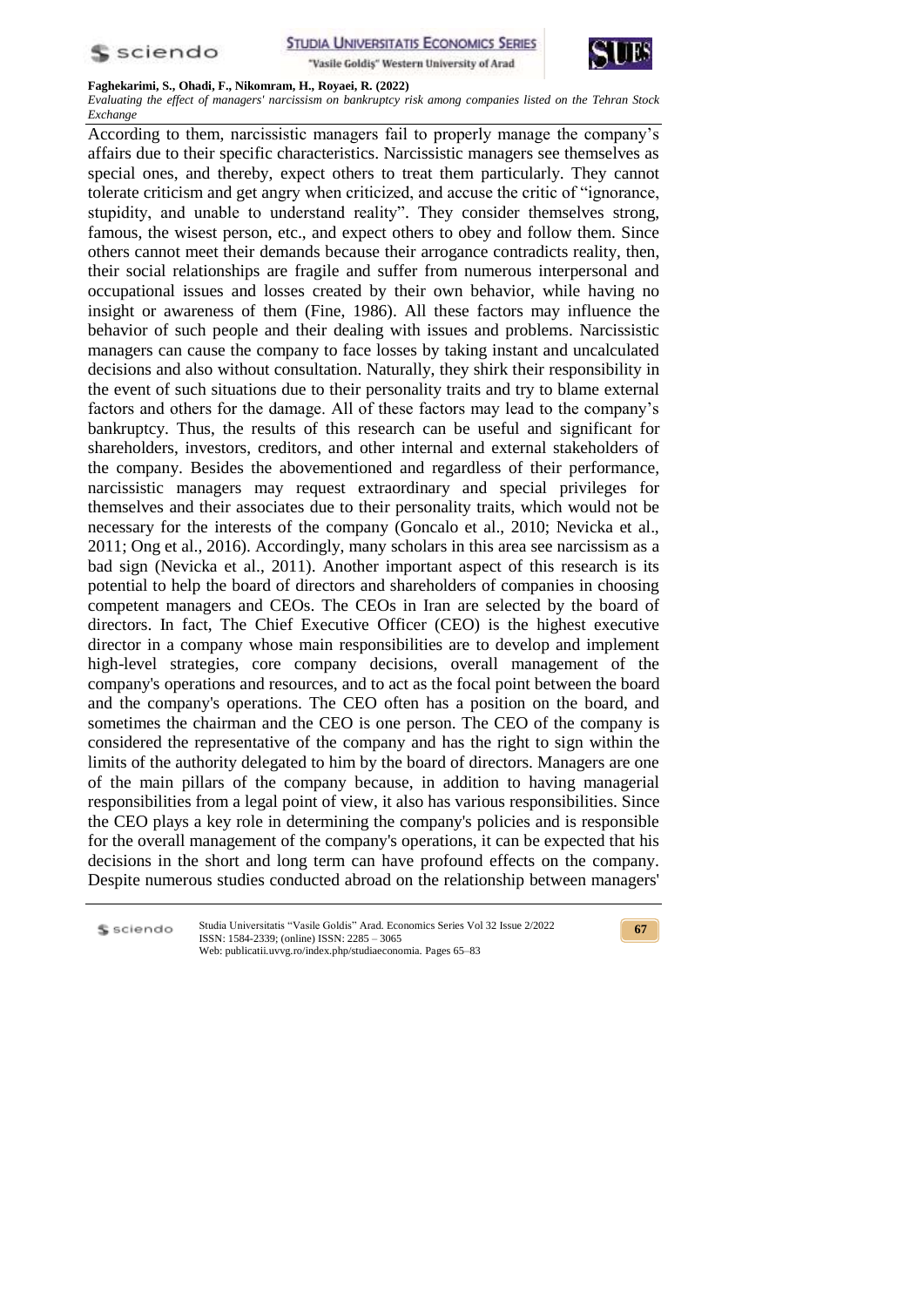According to them, narcissistic managers fail to properly manage the company's affairs due to their specific characteristics. Narcissistic managers see themselves as special ones, and thereby, expect others to treat them particularly. They cannot tolerate criticism and get angry when criticized, and accuse the critic of "ignorance, stupidity, and unable to understand reality". They consider themselves strong, famous, the wisest person, etc., and expect others to obey and follow them. Since others cannot meet their demands because their arrogance contradicts reality, then, their social relationships are fragile and suffer from numerous interpersonal and occupational issues and losses created by their own behavior, while having no insight or awareness of them (Fine, 1986). All these factors may influence the behavior of such people and their dealing with issues and problems. Narcissistic managers can cause the company to face losses by taking instant and uncalculated decisions and also without consultation. Naturally, they shirk their responsibility in the event of such situations due to their personality traits and try to blame external factors and others for the damage. All of these factors may lead to the company's bankruptcy. Thus, the results of this research can be useful and significant for shareholders, investors, creditors, and other internal and external stakeholders of the company. Besides the abovementioned and regardless of their performance, narcissistic managers may request extraordinary and special privileges for themselves and their associates due to their personality traits, which would not be necessary for the interests of the company (Goncalo et al., 2010; Nevicka et al., 2011; Ong et al., 2016). Accordingly, many scholars in this area see narcissism as a bad sign (Nevicka et al., 2011). Another important aspect of this research is its potential to help the board of directors and shareholders of companies in choosing competent managers and CEOs. The CEOs in Iran are selected by the board of directors. In fact, The Chief Executive Officer (CEO) is the highest executive director in a company whose main responsibilities are to develop and implement high-level strategies, core company decisions, overall management of the company's operations and resources, and to act as the focal point between the board and the company's operations. The CEO often has a position on the board, and sometimes the chairman and the CEO is one person. The CEO of the company is considered the representative of the company and has the right to sign within the limits of the authority delegated to him by the board of directors. Managers are one of the main pillars of the company because, in addition to having managerial responsibilities from a legal point of view, it also has various responsibilities. Since the CEO plays a key role in determining the company's policies and is responsible for the overall management of the company's operations, it can be expected that his decisions in the short and long term can have profound effects on the company. Despite numerous studies conducted abroad on the relationship between managers'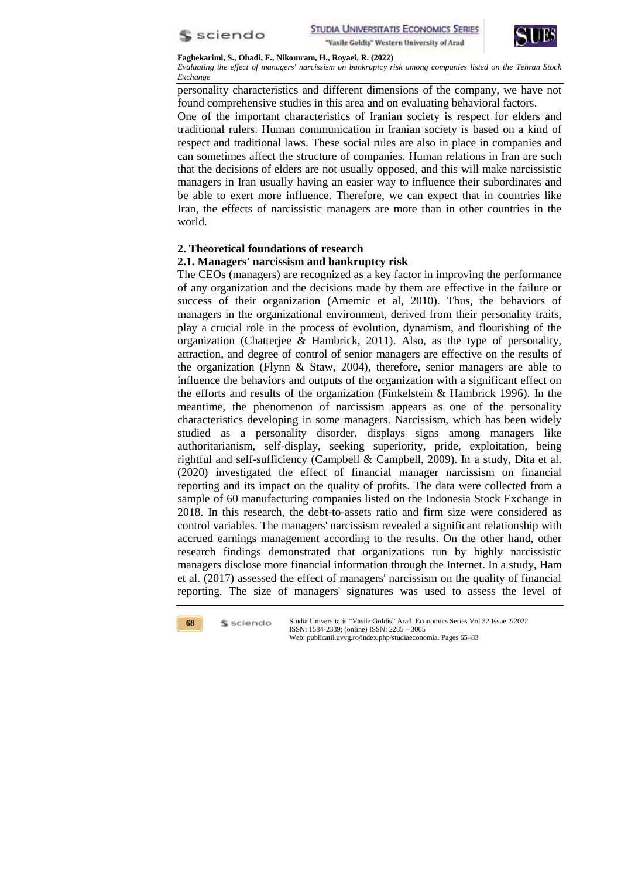personality characteristics and different dimensions of the company, we have not found comprehensive studies in this area and on evaluating behavioral factors.

One of the important characteristics of Iranian society is respect for elders and traditional rulers. Human communication in Iranian society is based on a kind of respect and traditional laws. These social rules are also in place in companies and can sometimes affect the structure of companies. Human relations in Iran are such that the decisions of elders are not usually opposed, and this will make narcissistic managers in Iran usually having an easier way to influence their subordinates and be able to exert more influence. Therefore, we can expect that in countries like Iran, the effects of narcissistic managers are more than in other countries in the world.

## 2. Theoretical foundations of research

### 2.1. Managers' narcissism and bankruptcy risk

The CEOs (managers) are recognized as a key factor in improving the performance of any organization and the decisions made by them are effective in the failure or success of their organization (Amemic et al, 2010). Thus, the behaviors of managers in the organizational environment, derived from their personality traits, play a crucial role in the process of evolution, dynamism, and flourishing of the organization (Chatterjee & Hambrick, 2011). Also, as the type of personality, attraction, and degree of control of senior managers are effective on the results of the organization (Flynn & Staw, 2004), therefore, senior managers are able to influence the behaviors and outputs of the organization with a significant effect on the efforts and results of the organization (Finkelstein & Hambrick 1996). In the meantime, the phenomenon of narcissism appears as one of the personality characteristics developing in some managers. Narcissism, which has been widely studied as a personality disorder, displays signs among managers like authoritarianism, self-display, seeking superiority, pride, exploitation, being rightful and self-sufficiency (Campbell & Campbell, 2009). In a study, Dita et al. (2020) investigated the effect of financial manager narcissism on financial reporting and its impact on the quality of profits. The data were collected from a sample of 60 manufacturing companies listed on the Indonesia Stock Exchange in 2018. In this research, the debt-to-assets ratio and firm size were considered as control variables. The managers' narcissism revealed a significant relationship with accrued earnings management according to the results. On the other hand, other research findings demonstrated that organizations run by highly narcissistic managers disclose more financial information through the Internet. In a study, Ham et al. (2017) assessed the effect of managers' narcissism on the quality of financial reporting. The size of managers' signatures was used to assess the level of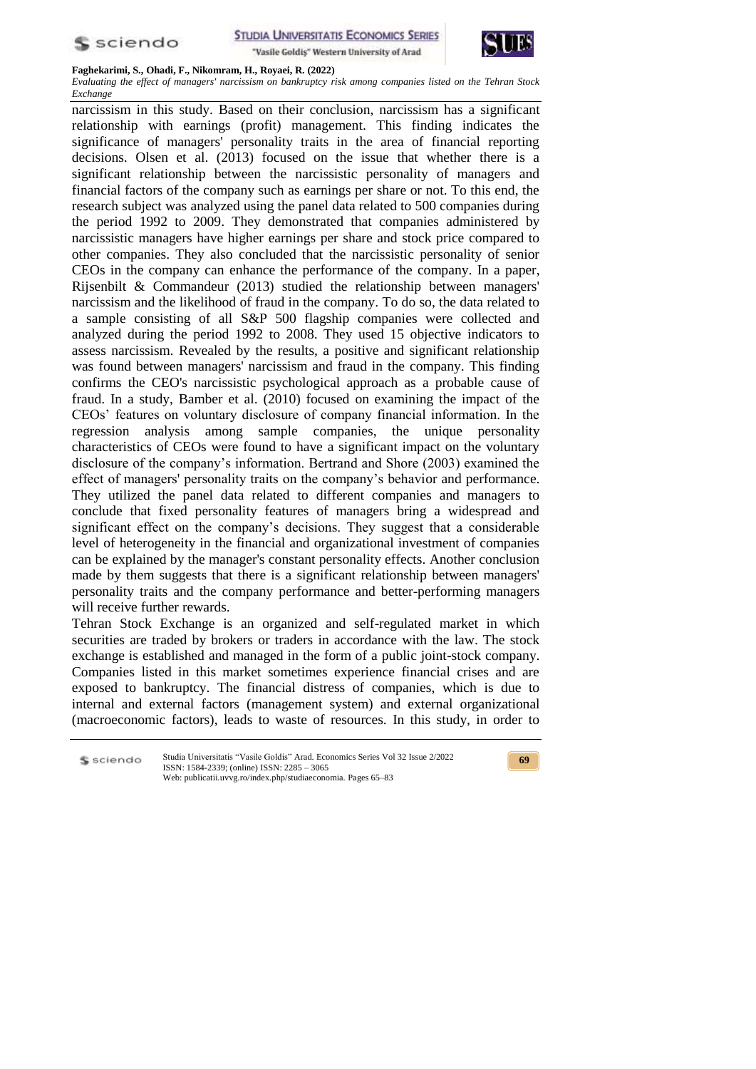narcissism in this study. Based on their conclusion, narcissism has a significant relationship with earnings (profit) management. This finding indicates the significance of managers' personality traits in the area of financial reporting decisions. Olsen et al. (2013) focused on the issue that whether there is a significant relationship between the narcissistic personality of managers and financial factors of the company such as earnings per share or not. To this end, the research subject was analyzed using the panel data related to 500 companies during the period 1992 to 2009. They demonstrated that companies administered by narcissistic managers have higher earnings per share and stock price compared to other companies. They also concluded that the narcissistic personality of senior CEOs in the company can enhance the performance of the company. In a paper, Rijsenbilt & Commandeur (2013) studied the relationship between managers' narcissism and the likelihood of fraud in the company. To do so, the data related to a sample consisting of all S&P 500 flagship companies were collected and analyzed during the period 1992 to 2008. They used 15 objective indicators to assess narcissism. Revealed by the results, a positive and significant relationship was found between managers' narcissism and fraud in the company. This finding confirms the CEO's narcissistic psychological approach as a probable cause of fraud. In a study, Bamber et al. (2010) focused on examining the impact of the CEOs' features on voluntary disclosure of company financial information. In the regression analysis among sample companies, the unique personality characteristics of CEOs were found to have a significant impact on the voluntary disclosure of the company's information. Bertrand and Shore (2003) examined the effect of managers' personality traits on the company's behavior and performance. They utilized the panel data related to different companies and managers to conclude that fixed personality features of managers bring a widespread and significant effect on the company's decisions. They suggest that a considerable level of heterogeneity in the financial and organizational investment of companies can be explained by the manager's constant personality effects. Another conclusion made by them suggests that there is a significant relationship between managers' personality traits and the company performance and better-performing managers will receive further rewards.

Tehran Stock Exchange is an organized and self-regulated market in which securities are traded by brokers or traders in accordance with the law. The stock exchange is established and managed in the form of a public joint-stock company. Companies listed in this market sometimes experience financial crises and are exposed to bankruptcy. The financial distress of companies, which is due to internal and external factors (management system) and external organizational (macroeconomic factors), leads to waste of resources. In this study, in order to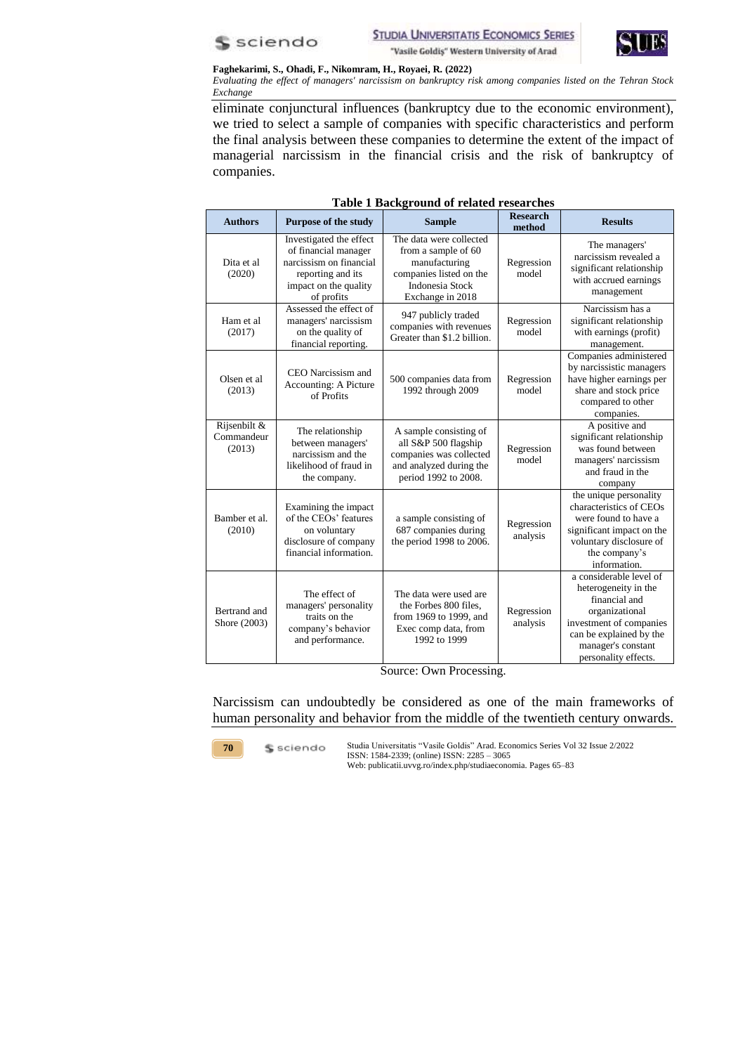eliminate conjunctural influences (bankruptcy due to the economic environment), we tried to select a sample of companies with specific characteristics and perform the final analysis between these companies to determine the extent of the impact of managerial narcissism in the financial crisis and the risk of bankruptcy of companies.

**Table 1 Background of related researches**

| Authors | Purpose of the study | Sample | Research method | Results |
|---|---|---|---|---|
| Dita et al (2020) | Investigated the effect of financial manager narcissism on financial reporting and its impact on the quality of profits | The data were collected from a sample of 60 manufacturing companies listed on the Indonesia Stock Exchange in 2018 | Regression model | The managers' narcissism revealed a significant relationship with accrued earnings management |
| Ham et al (2017) | Assessed the effect of managers' narcissism on the quality of financial reporting. | 947 publicly traded companies with revenues Greater than $1.2 billion. | Regression model | Narcissism has a significant relationship with earnings (profit) management. |
| Olsen et al (2013) | CEO Narcissism and Accounting: A Picture of Profits | 500 companies data from 1992 through 2009 | Regression model | Companies administered by narcissistic managers have higher earnings per share and stock price compared to other companies. |
| Rijsenbilt & Commandeur (2013) | The relationship between managers' narcissism and the likelihood of fraud in the company. | A sample consisting of all S&P 500 flagship companies was collected and analyzed during the period 1992 to 2008. | Regression model | A positive and significant relationship was found between managers' narcissism and fraud in the company |
| Bamber et al. (2010) | Examining the impact of the CEOs' features on voluntary disclosure of company financial information. | a sample consisting of 687 companies during the period 1998 to 2006. | Regression analysis | the unique personality characteristics of CEOs were found to have a significant impact on the voluntary disclosure of the company's information. |
| Bertrand and Shore (2003) | The effect of managers' personality traits on the company's behavior and performance. | The data were used are the Forbes 800 files, from 1969 to 1999, and Exec comp data, from 1992 to 1999 | Regression analysis | a considerable level of heterogeneity in the financial and organizational investment of companies can be explained by the manager's constant personality effects. |

Source: Own Processing.

Narcissism can undoubtedly be considered as one of the main frameworks of human personality and behavior from the middle of the twentieth century onwards.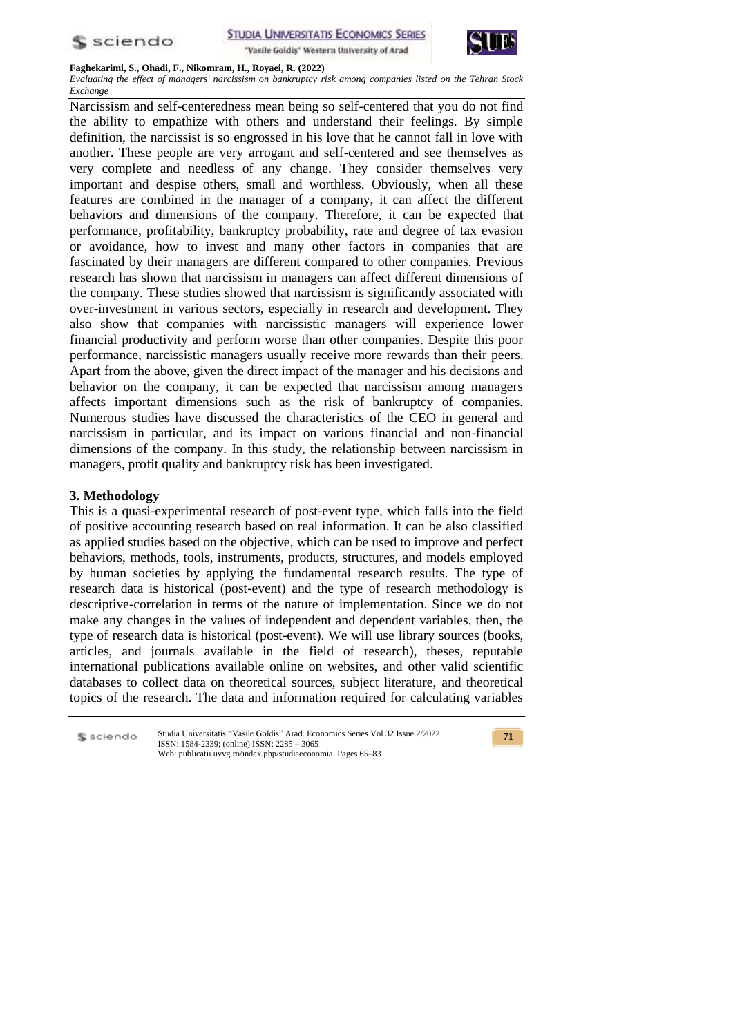Narcissism and self-centeredness mean being so self-centered that you do not find the ability to empathize with others and understand their feelings. By simple definition, the narcissist is so engrossed in his love that he cannot fall in love with another. These people are very arrogant and self-centered and see themselves as very complete and needless of any change. They consider themselves very important and despise others, small and worthless. Obviously, when all these features are combined in the manager of a company, it can affect the different behaviors and dimensions of the company. Therefore, it can be expected that performance, profitability, bankruptcy probability, rate and degree of tax evasion or avoidance, how to invest and many other factors in companies that are fascinated by their managers are different compared to other companies. Previous research has shown that narcissism in managers can affect different dimensions of the company. These studies showed that narcissism is significantly associated with over-investment in various sectors, especially in research and development. They also show that companies with narcissistic managers will experience lower financial productivity and perform worse than other companies. Despite this poor performance, narcissistic managers usually receive more rewards than their peers. Apart from the above, given the direct impact of the manager and his decisions and behavior on the company, it can be expected that narcissism among managers affects important dimensions such as the risk of bankruptcy of companies. Numerous studies have discussed the characteristics of the CEO in general and narcissism in particular, and its impact on various financial and non-financial dimensions of the company. In this study, the relationship between narcissism in managers, profit quality and bankruptcy risk has been investigated.

## 3. Methodology

This is a quasi-experimental research of post-event type, which falls into the field of positive accounting research based on real information. It can be also classified as applied studies based on the objective, which can be used to improve and perfect behaviors, methods, tools, instruments, products, structures, and models employed by human societies by applying the fundamental research results. The type of research data is historical (post-event) and the type of research methodology is descriptive-correlation in terms of the nature of implementation. Since we do not make any changes in the values of independent and dependent variables, then, the type of research data is historical (post-event). We will use library sources (books, articles, and journals available in the field of research), theses, reputable international publications available online on websites, and other valid scientific databases to collect data on theoretical sources, subject literature, and theoretical topics of the research. The data and information required for calculating variables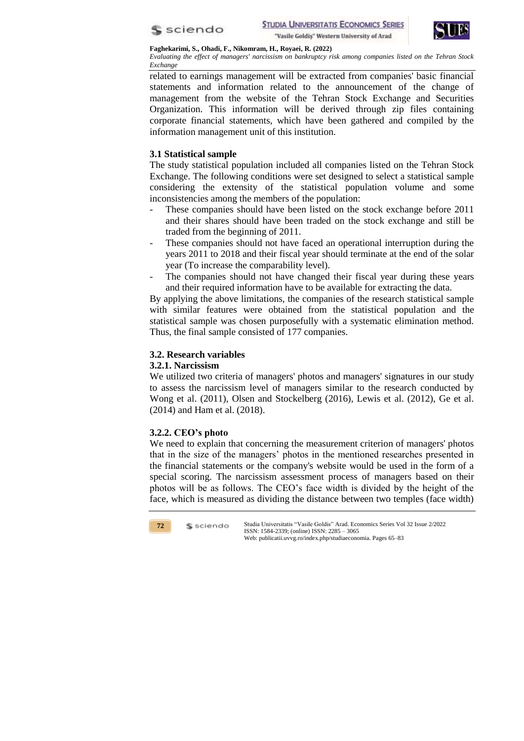related to earnings management will be extracted from companies' basic financial statements and information related to the announcement of the change of management from the website of the Tehran Stock Exchange and Securities Organization. This information will be derived through zip files containing corporate financial statements, which have been gathered and compiled by the information management unit of this institution.

### 3.1 Statistical sample

The study statistical population included all companies listed on the Tehran Stock Exchange. The following conditions were set designed to select a statistical sample considering the extensity of the statistical population volume and some inconsistencies among the members of the population:

- These companies should have been listed on the stock exchange before 2011 and their shares should have been traded on the stock exchange and still be traded from the beginning of 2011.
- These companies should not have faced an operational interruption during the years 2011 to 2018 and their fiscal year should terminate at the end of the solar year (To increase the comparability level).
- The companies should not have changed their fiscal year during these years and their required information have to be available for extracting the data.

By applying the above limitations, the companies of the research statistical sample with similar features were obtained from the statistical population and the statistical sample was chosen purposefully with a systematic elimination method. Thus, the final sample consisted of 177 companies.

### 3.2. Research variables

#### 3.2.1. Narcissism

We utilized two criteria of managers' photos and managers' signatures in our study to assess the narcissism level of managers similar to the research conducted by Wong et al. (2011), Olsen and Stockelberg (2016), Lewis et al. (2012), Ge et al. (2014) and Ham et al. (2018).

#### 3.2.2. CEO's photo

We need to explain that concerning the measurement criterion of managers' photos that in the size of the managers' photos in the mentioned researches presented in the financial statements or the company's website would be used in the form of a special scoring. The narcissism assessment process of managers based on their photos will be as follows. The CEO's face width is divided by the height of the face, which is measured as dividing the distance between two temples (face width)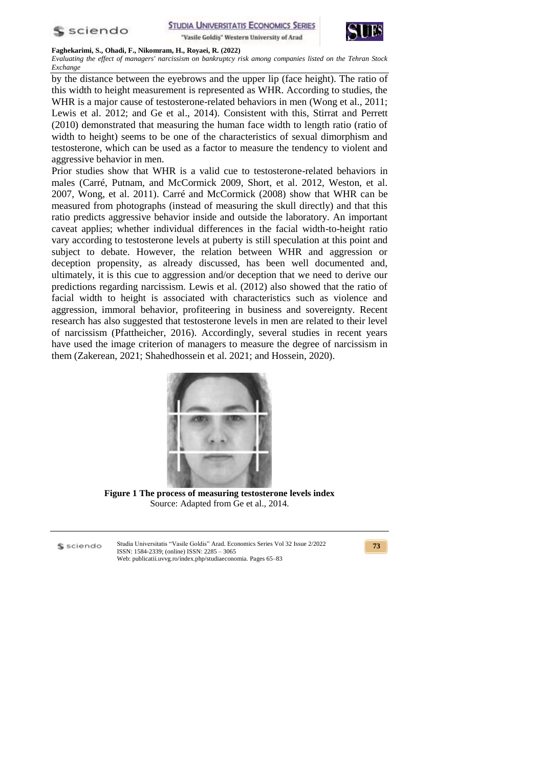by the distance between the eyebrows and the upper lip (face height). The ratio of this width to height measurement is represented as WHR. According to studies, the WHR is a major cause of testosterone-related behaviors in men (Wong et al., 2011; Lewis et al. 2012; and Ge et al., 2014). Consistent with this, Stirrat and Perrett (2010) demonstrated that measuring the human face width to length ratio (ratio of width to height) seems to be one of the characteristics of sexual dimorphism and testosterone, which can be used as a factor to measure the tendency to violent and aggressive behavior in men.

Prior studies show that WHR is a valid cue to testosterone-related behaviors in males (Carré, Putnam, and McCormick 2009, Short, et al. 2012, Weston, et al. 2007, Wong, et al. 2011). Carré and McCormick (2008) show that WHR can be measured from photographs (instead of measuring the skull directly) and that this ratio predicts aggressive behavior inside and outside the laboratory. An important caveat applies; whether individual differences in the facial width-to-height ratio vary according to testosterone levels at puberty is still speculation at this point and subject to debate. However, the relation between WHR and aggression or deception propensity, as already discussed, has been well documented and, ultimately, it is this cue to aggression and/or deception that we need to derive our predictions regarding narcissism. Lewis et al. (2012) also showed that the ratio of facial width to height is associated with characteristics such as violence and aggression, immoral behavior, profiteering in business and sovereignty. Recent research has also suggested that testosterone levels in men are related to their level of narcissism (Pfattheicher, 2016). Accordingly, several studies in recent years have used the image criterion of managers to measure the degree of narcissism in them (Zakerean, 2021; Shahedhossein et al. 2021; and Hossein, 2020).

**Figure 1 The process of measuring testosterone levels index**

Source: Adapted from Ge et al., 2014.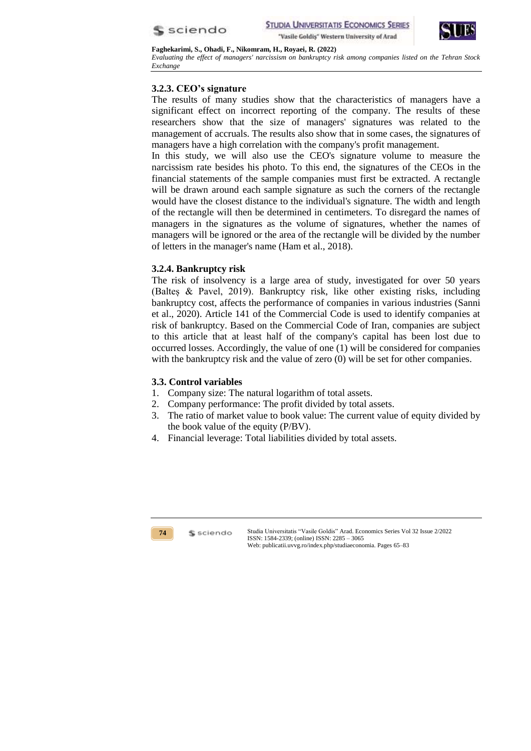### 3.2.3. CEO's signature

The results of many studies show that the characteristics of managers have a significant effect on incorrect reporting of the company. The results of these researchers show that the size of managers' signatures was related to the management of accruals. The results also show that in some cases, the signatures of managers have a high correlation with the company's profit management.

In this study, we will also use the CEO's signature volume to measure the narcissism rate besides his photo. To this end, the signatures of the CEOs in the financial statements of the sample companies must first be extracted. A rectangle will be drawn around each sample signature as such the corners of the rectangle would have the closest distance to the individual's signature. The width and length of the rectangle will then be determined in centimeters. To disregard the names of managers in the signatures as the volume of signatures, whether the names of managers will be ignored or the area of the rectangle will be divided by the number of letters in the manager's name (Ham et al., 2018).

### 3.2.4. Bankruptcy risk

The risk of insolvency is a large area of study, investigated for over 50 years (Balteș & Pavel, 2019). Bankruptcy risk, like other existing risks, including bankruptcy cost, affects the performance of companies in various industries (Sanni et al., 2020). Article 141 of the Commercial Code is used to identify companies at risk of bankruptcy. Based on the Commercial Code of Iran, companies are subject to this article that at least half of the company's capital has been lost due to occurred losses. Accordingly, the value of one (1) will be considered for companies with the bankruptcy risk and the value of zero (0) will be set for other companies.

### 3.3. Control variables

1. Company size: The natural logarithm of total assets.
2. Company performance: The profit divided by total assets.
3. The ratio of market value to book value: The current value of equity divided by the book value of the equity (P/BV).
4. Financial leverage: Total liabilities divided by total assets.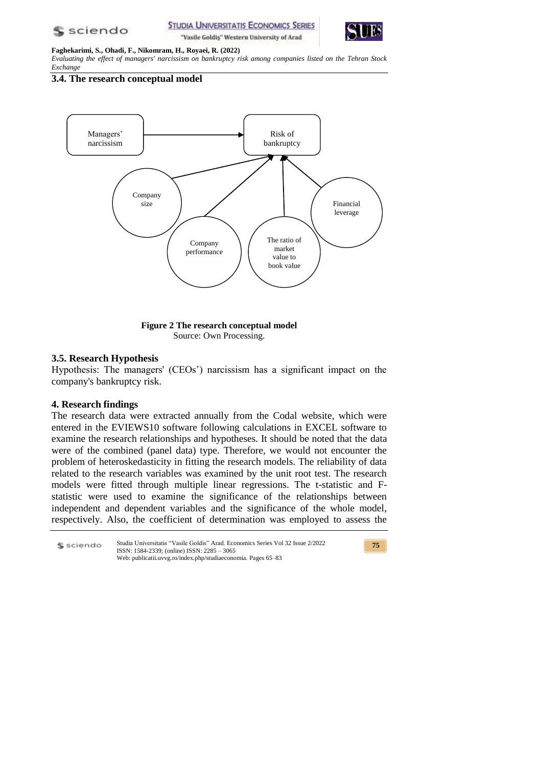### 3.4. The research conceptual model

Figure 2 The research conceptual model
Source: Own Processing.

### 3.5. Research Hypothesis

Hypothesis: The managers' (CEOs') narcissism has a significant impact on the company's bankruptcy risk.

## 4. Research findings

The research data were extracted annually from the Codal website, which were entered in the EVIEWS10 software following calculations in EXCEL software to examine the research relationships and hypotheses. It should be noted that the data were of the combined (panel data) type. Therefore, we would not encounter the problem of heteroskedasticity in fitting the research models. The reliability of data related to the research variables was examined by the unit root test. The research models were fitted through multiple linear regressions. The t-statistic and F-statistic were used to examine the significance of the relationships between independent and dependent variables and the significance of the whole model, respectively. Also, the coefficient of determination was employed to assess the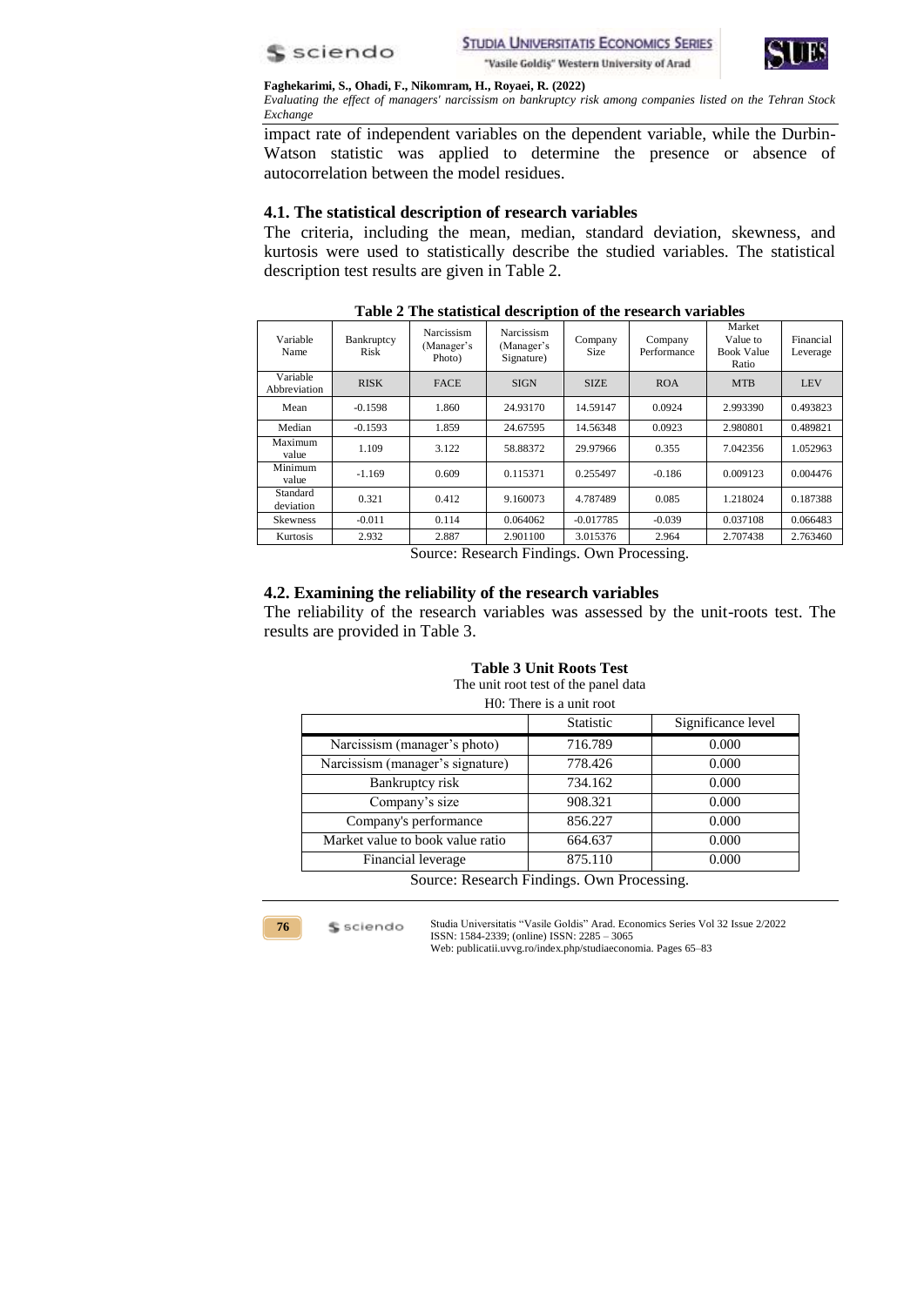impact rate of independent variables on the dependent variable, while the Durbin-Watson statistic was applied to determine the presence or absence of autocorrelation between the model residues.

### 4.1. The statistical description of research variables

The criteria, including the mean, median, standard deviation, skewness, and kurtosis were used to statistically describe the studied variables. The statistical description test results are given in Table 2.

**Table 2 The statistical description of the research variables**

| Variable Name | Bankruptcy Risk | Narcissism (Manager's Photo) | Narcissism (Manager's Signature) | Company Size | Company Performance | Market Value to Book Value Ratio | Financial Leverage |
|---|---|---|---|---|---|---|---|
| Variable Abbreviation | RISK | FACE | SIGN | SIZE | ROA | MTB | LEV |
| Mean | -0.1598 | 1.860 | 24.93170 | 14.59147 | 0.0924 | 2.993390 | 0.493823 |
| Median | -0.1593 | 1.859 | 24.67595 | 14.56348 | 0.0923 | 2.980801 | 0.489821 |
| Maximum value | 1.109 | 3.122 | 58.88372 | 29.97966 | 0.355 | 7.042356 | 1.052963 |
| Minimum value | -1.169 | 0.609 | 0.115371 | 0.255497 | -0.186 | 0.009123 | 0.004476 |
| Standard deviation | 0.321 | 0.412 | 9.160073 | 4.787489 | 0.085 | 1.218024 | 0.187388 |
| Skewness | -0.011 | 0.114 | 0.064062 | -0.017785 | -0.039 | 0.037108 | 0.066483 |
| Kurtosis | 2.932 | 2.887 | 2.901100 | 3.015376 | 2.964 | 2.707438 | 2.763460 |

Source: Research Findings. Own Processing.

### 4.2. Examining the reliability of the research variables

The reliability of the research variables was assessed by the unit-roots test. The results are provided in Table 3.

**Table 3 Unit Roots Test**

The unit root test of the panel data

H0: There is a unit root

| | Statistic | Significance level |
|---|---|---|
| Narcissism (manager's photo) | 716.789 | 0.000 |
| Narcissism (manager's signature) | 778.426 | 0.000 |
| Bankruptcy risk | 734.162 | 0.000 |
| Company's size | 908.321 | 0.000 |
| Company's performance | 856.227 | 0.000 |
| Market value to book value ratio | 664.637 | 0.000 |
| Financial leverage | 875.110 | 0.000 |

Source: Research Findings. Own Processing.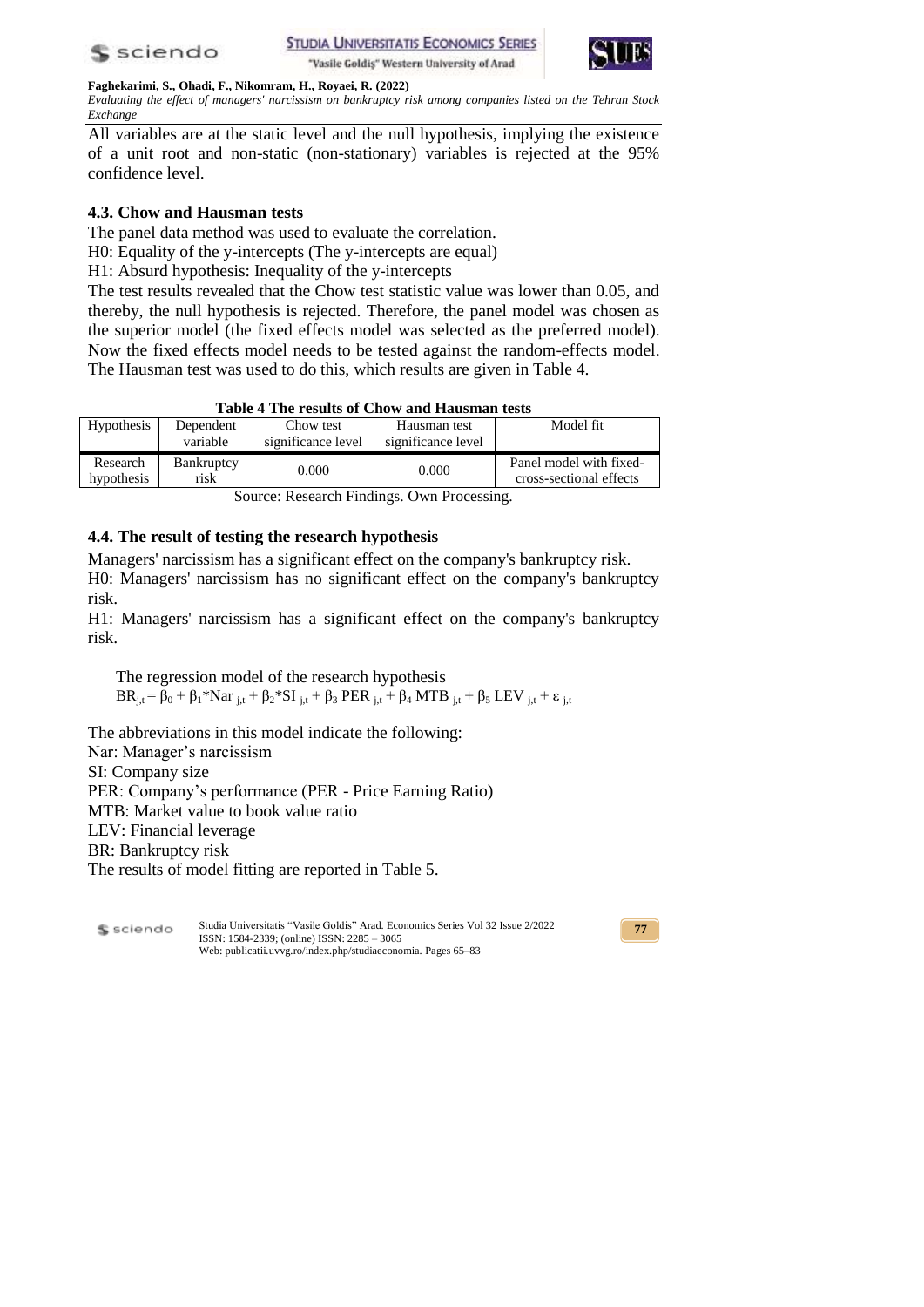All variables are at the static level and the null hypothesis, implying the existence of a unit root and non-static (non-stationary) variables is rejected at the 95% confidence level.

### 4.3. Chow and Hausman tests

The panel data method was used to evaluate the correlation.

H0: Equality of the y-intercepts (The y-intercepts are equal)

H1: Absurd hypothesis: Inequality of the y-intercepts

The test results revealed that the Chow test statistic value was lower than 0.05, and thereby, the null hypothesis is rejected. Therefore, the panel model was chosen as the superior model (the fixed effects model was selected as the preferred model). Now the fixed effects model needs to be tested against the random-effects model. The Hausman test was used to do this, which results are given in Table 4.

**Table 4 The results of Chow and Hausman tests**

| Hypothesis | Dependent variable | Chow test significance level | Hausman test significance level | Model fit |
|---|---|---|---|---|
| Research hypothesis | Bankruptcy risk | 0.000 | 0.000 | Panel model with fixed-cross-sectional effects |

Source: Research Findings. Own Processing.

### 4.4. The result of testing the research hypothesis

Managers' narcissism has a significant effect on the company's bankruptcy risk.

H0: Managers' narcissism has no significant effect on the company's bankruptcy risk.

H1: Managers' narcissism has a significant effect on the company's bankruptcy risk.

The regression model of the research hypothesis

$$BR_{j,t} = \beta_0 + \beta_1 * Nar_{j,t} + \beta_2 * SI_{j,t} + \beta_3 \, PER_{j,t} + \beta_4 \, MTB_{j,t} + \beta_5 \, LEV_{j,t} + \varepsilon_{j,t}$$

The abbreviations in this model indicate the following:

Nar: Manager's narcissism

SI: Company size

PER: Company's performance (PER - Price Earning Ratio)

MTB: Market value to book value ratio

LEV: Financial leverage

BR: Bankruptcy risk

The results of model fitting are reported in Table 5.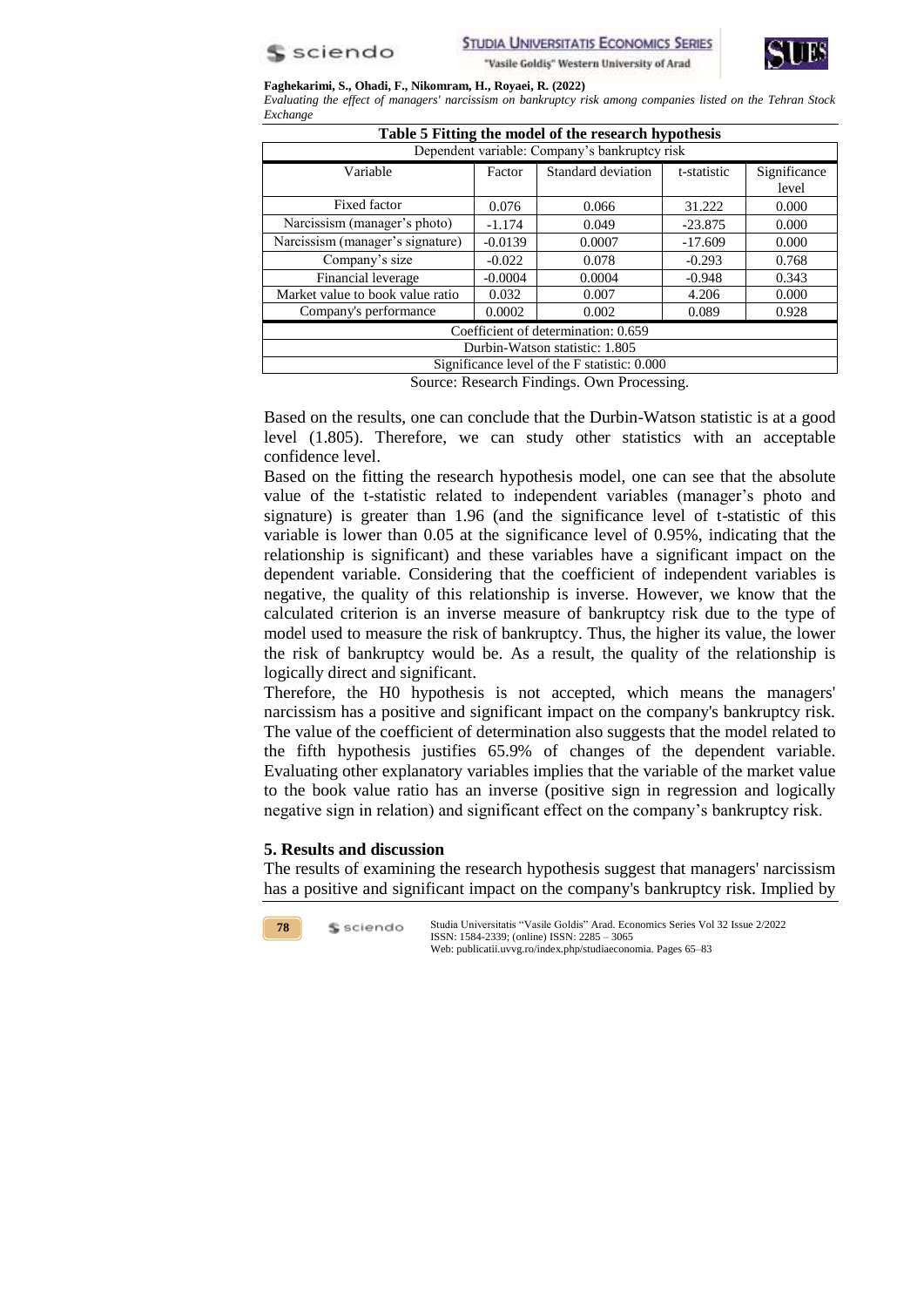**Table 5 Fitting the model of the research hypothesis**

| Dependent variable: Company's bankruptcy risk | | | | |
|---|---|---|---|---|
| Variable | Factor | Standard deviation | t-statistic | Significance level |
| Fixed factor | 0.076 | 0.066 | 31.222 | 0.000 |
| Narcissism (manager's photo) | -1.174 | 0.049 | -23.875 | 0.000 |
| Narcissism (manager's signature) | -0.0139 | 0.0007 | -17.609 | 0.000 |
| Company's size | -0.022 | 0.078 | -0.293 | 0.768 |
| Financial leverage | -0.0004 | 0.0004 | -0.948 | 0.343 |
| Market value to book value ratio | 0.032 | 0.007 | 4.206 | 0.000 |
| Company's performance | 0.0002 | 0.002 | 0.089 | 0.928 |
| Coefficient of determination: 0.659 | | | | |
| Durbin-Watson statistic: 1.805 | | | | |
| Significance level of the F statistic: 0.000 | | | | |

Source: Research Findings. Own Processing.

Based on the results, one can conclude that the Durbin-Watson statistic is at a good level (1.805). Therefore, we can study other statistics with an acceptable confidence level.

Based on the fitting the research hypothesis model, one can see that the absolute value of the t-statistic related to independent variables (manager's photo and signature) is greater than 1.96 (and the significance level of t-statistic of this variable is lower than 0.05 at the significance level of 0.95%, indicating that the relationship is significant) and these variables have a significant impact on the dependent variable. Considering that the coefficient of independent variables is negative, the quality of this relationship is inverse. However, we know that the calculated criterion is an inverse measure of bankruptcy risk due to the type of model used to measure the risk of bankruptcy. Thus, the higher its value, the lower the risk of bankruptcy would be. As a result, the quality of the relationship is logically direct and significant.

Therefore, the H0 hypothesis is not accepted, which means the managers' narcissism has a positive and significant impact on the company's bankruptcy risk. The value of the coefficient of determination also suggests that the model related to the fifth hypothesis justifies 65.9% of changes of the dependent variable. Evaluating other explanatory variables implies that the variable of the market value to the book value ratio has an inverse (positive sign in regression and logically negative sign in relation) and significant effect on the company's bankruptcy risk.

## 5. Results and discussion

The results of examining the research hypothesis suggest that managers' narcissism has a positive and significant impact on the company's bankruptcy risk. Implied by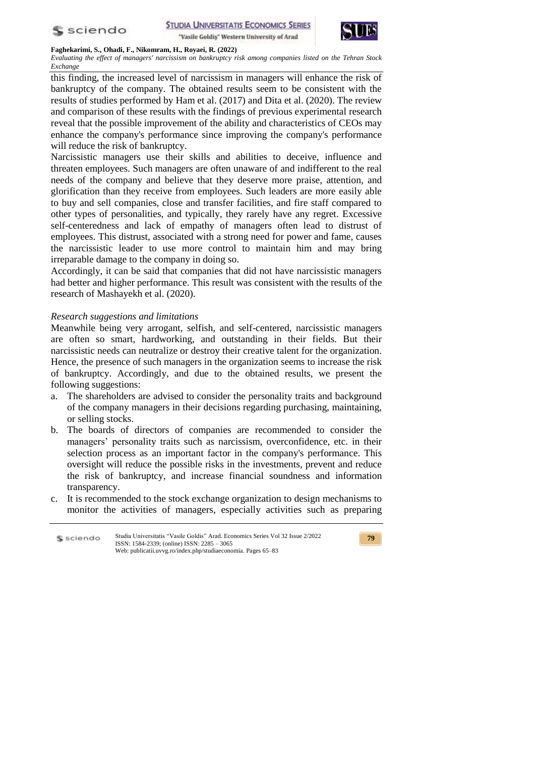this finding, the increased level of narcissism in managers will enhance the risk of bankruptcy of the company. The obtained results seem to be consistent with the results of studies performed by Ham et al. (2017) and Dita et al. (2020). The review and comparison of these results with the findings of previous experimental research reveal that the possible improvement of the ability and characteristics of CEOs may enhance the company's performance since improving the company's performance will reduce the risk of bankruptcy.

Narcissistic managers use their skills and abilities to deceive, influence and threaten employees. Such managers are often unaware of and indifferent to the real needs of the company and believe that they deserve more praise, attention, and glorification than they receive from employees. Such leaders are more easily able to buy and sell companies, close and transfer facilities, and fire staff compared to other types of personalities, and typically, they rarely have any regret. Excessive self-centeredness and lack of empathy of managers often lead to distrust of employees. This distrust, associated with a strong need for power and fame, causes the narcissistic leader to use more control to maintain him and may bring irreparable damage to the company in doing so.

Accordingly, it can be said that companies that did not have narcissistic managers had better and higher performance. This result was consistent with the results of the research of Mashayekh et al. (2020).

*Research suggestions and limitations*

Meanwhile being very arrogant, selfish, and self-centered, narcissistic managers are often so smart, hardworking, and outstanding in their fields. But their narcissistic needs can neutralize or destroy their creative talent for the organization. Hence, the presence of such managers in the organization seems to increase the risk of bankruptcy. Accordingly, and due to the obtained results, we present the following suggestions:

a. The shareholders are advised to consider the personality traits and background of the company managers in their decisions regarding purchasing, maintaining, or selling stocks.
b. The boards of directors of companies are recommended to consider the managers' personality traits such as narcissism, overconfidence, etc. in their selection process as an important factor in the company's performance. This oversight will reduce the possible risks in the investments, prevent and reduce the risk of bankruptcy, and increase financial soundness and information transparency.
c. It is recommended to the stock exchange organization to design mechanisms to monitor the activities of managers, especially activities such as preparing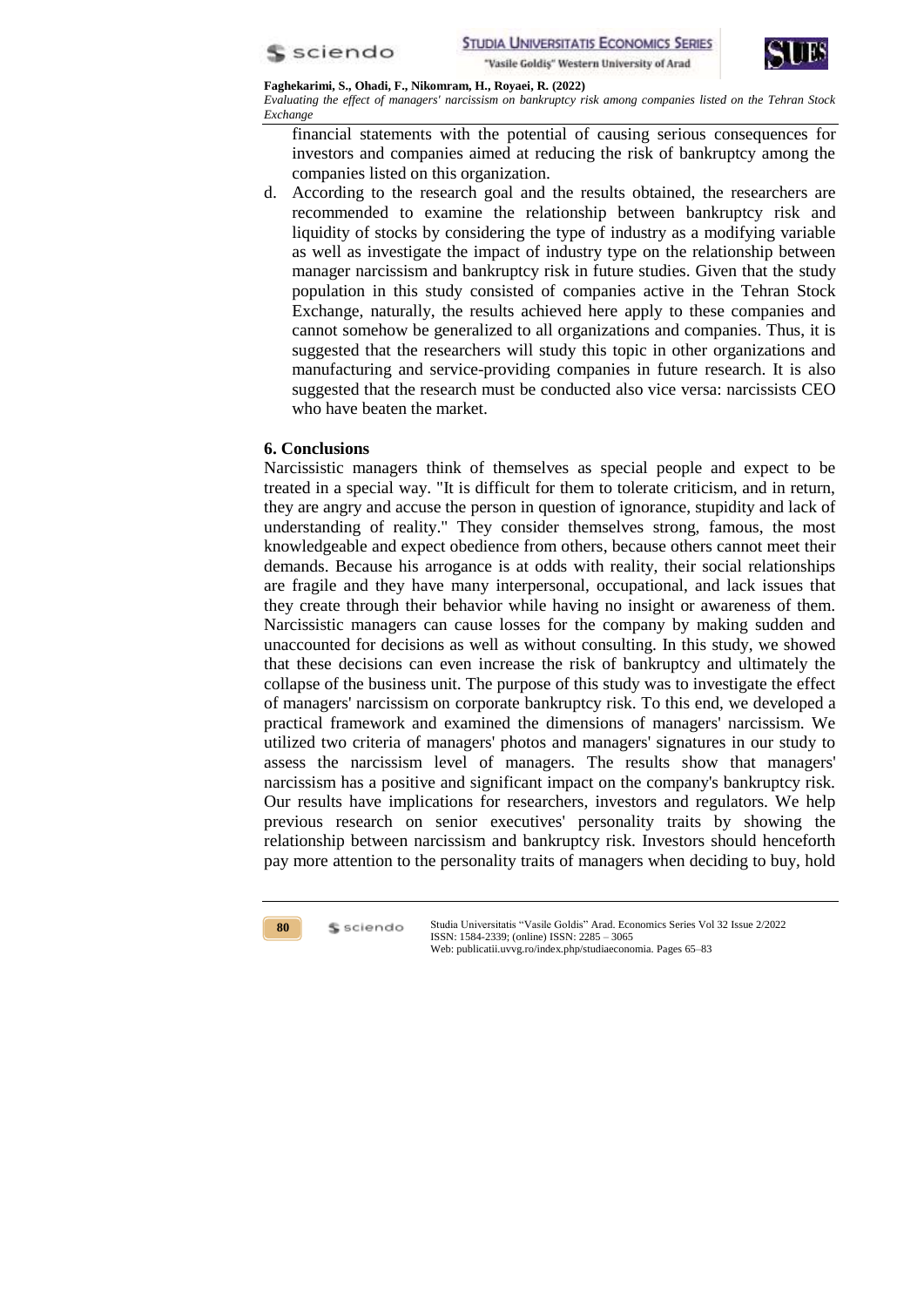financial statements with the potential of causing serious consequences for investors and companies aimed at reducing the risk of bankruptcy among the companies listed on this organization.

d. According to the research goal and the results obtained, the researchers are recommended to examine the relationship between bankruptcy risk and liquidity of stocks by considering the type of industry as a modifying variable as well as investigate the impact of industry type on the relationship between manager narcissism and bankruptcy risk in future studies. Given that the study population in this study consisted of companies active in the Tehran Stock Exchange, naturally, the results achieved here apply to these companies and cannot somehow be generalized to all organizations and companies. Thus, it is suggested that the researchers will study this topic in other organizations and manufacturing and service-providing companies in future research. It is also suggested that the research must be conducted also vice versa: narcissists CEO who have beaten the market.

## 6. Conclusions

Narcissistic managers think of themselves as special people and expect to be treated in a special way. "It is difficult for them to tolerate criticism, and in return, they are angry and accuse the person in question of ignorance, stupidity and lack of understanding of reality." They consider themselves strong, famous, the most knowledgeable and expect obedience from others, because others cannot meet their demands. Because his arrogance is at odds with reality, their social relationships are fragile and they have many interpersonal, occupational, and lack issues that they create through their behavior while having no insight or awareness of them. Narcissistic managers can cause losses for the company by making sudden and unaccounted for decisions as well as without consulting. In this study, we showed that these decisions can even increase the risk of bankruptcy and ultimately the collapse of the business unit. The purpose of this study was to investigate the effect of managers' narcissism on corporate bankruptcy risk. To this end, we developed a practical framework and examined the dimensions of managers' narcissism. We utilized two criteria of managers' photos and managers' signatures in our study to assess the narcissism level of managers. The results show that managers' narcissism has a positive and significant impact on the company's bankruptcy risk. Our results have implications for researchers, investors and regulators. We help previous research on senior executives' personality traits by showing the relationship between narcissism and bankruptcy risk. Investors should henceforth pay more attention to the personality traits of managers when deciding to buy, hold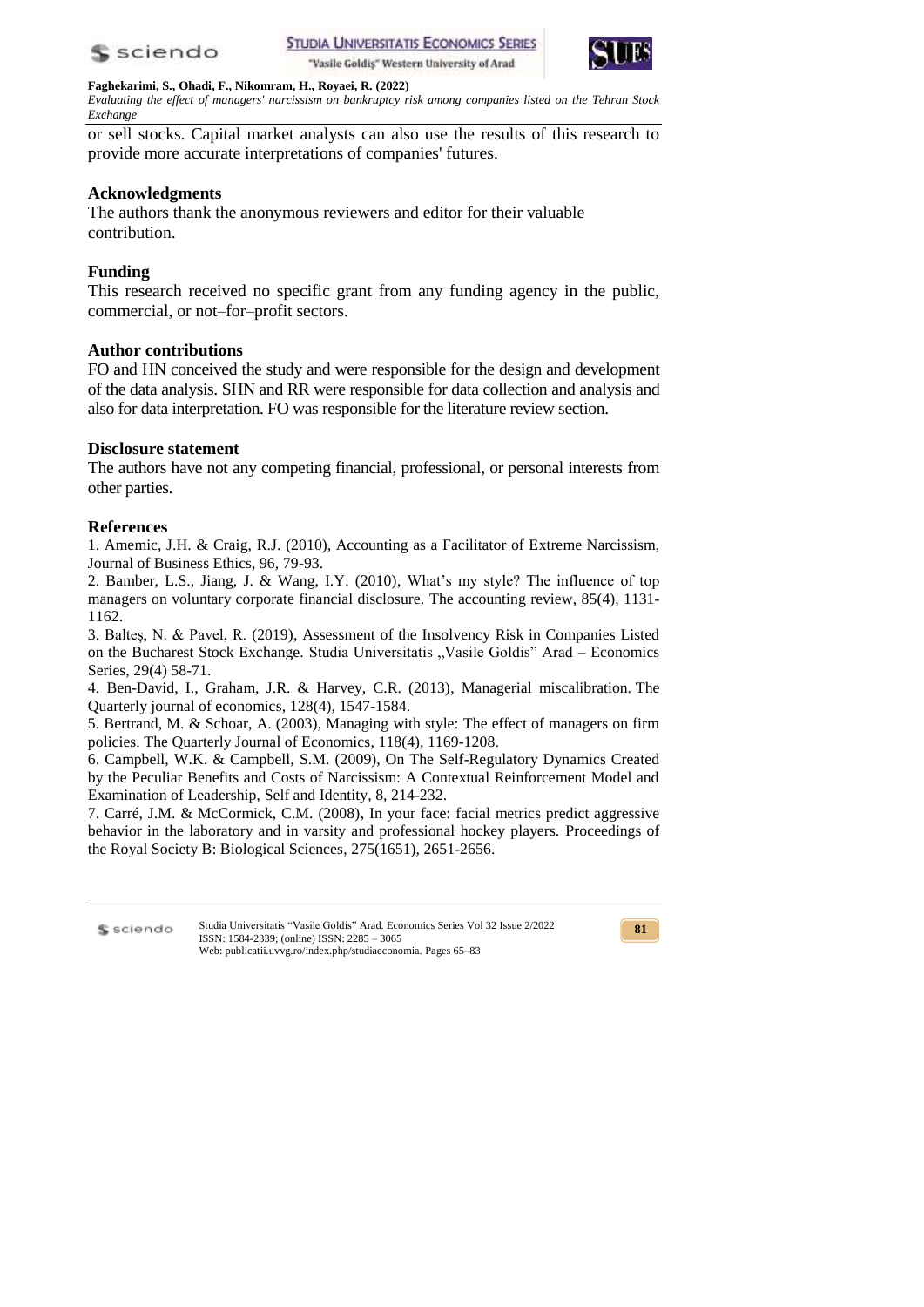or sell stocks. Capital market analysts can also use the results of this research to provide more accurate interpretations of companies' futures.

## Acknowledgments

The authors thank the anonymous reviewers and editor for their valuable contribution.

## Funding

This research received no specific grant from any funding agency in the public, commercial, or not–for–profit sectors.

## Author contributions

FO and HN conceived the study and were responsible for the design and development of the data analysis. SHN and RR were responsible for data collection and analysis and also for data interpretation. FO was responsible for the literature review section.

## Disclosure statement

The authors have not any competing financial, professional, or personal interests from other parties.

## References

1. Amemic, J.H. & Craig, R.J. (2010), Accounting as a Facilitator of Extreme Narcissism, Journal of Business Ethics, 96, 79-93.
2. Bamber, L.S., Jiang, J. & Wang, I.Y. (2010), What's my style? The influence of top managers on voluntary corporate financial disclosure. The accounting review, 85(4), 1131-1162.
3. Balteș, N. & Pavel, R. (2019), Assessment of the Insolvency Risk in Companies Listed on the Bucharest Stock Exchange. Studia Universitatis „Vasile Goldis" Arad – Economics Series, 29(4) 58-71.
4. Ben-David, I., Graham, J.R. & Harvey, C.R. (2013), Managerial miscalibration. The Quarterly journal of economics, 128(4), 1547-1584.
5. Bertrand, M. & Schoar, A. (2003), Managing with style: The effect of managers on firm policies. The Quarterly Journal of Economics, 118(4), 1169-1208.
6. Campbell, W.K. & Campbell, S.M. (2009), On The Self-Regulatory Dynamics Created by the Peculiar Benefits and Costs of Narcissism: A Contextual Reinforcement Model and Examination of Leadership, Self and Identity, 8, 214-232.
7. Carré, J.M. & McCormick, C.M. (2008), In your face: facial metrics predict aggressive behavior in the laboratory and in varsity and professional hockey players. Proceedings of the Royal Society B: Biological Sciences, 275(1651), 2651-2656.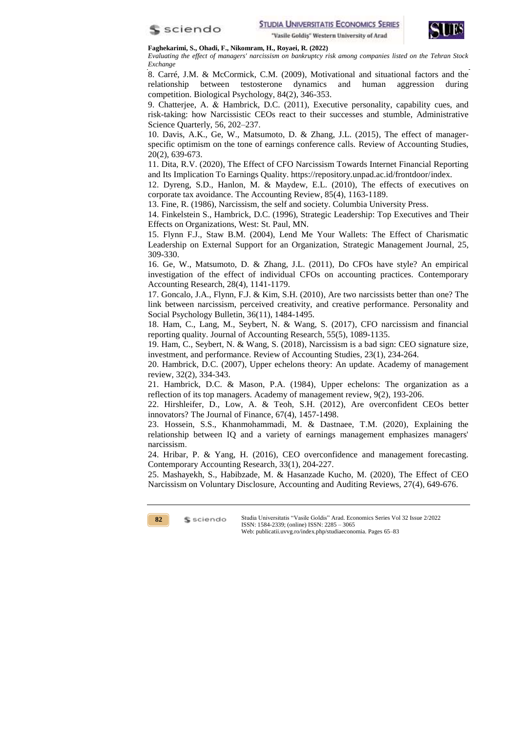8. Carré, J.M. & McCormick, C.M. (2009), Motivational and situational factors and the relationship between testosterone dynamics and human aggression during competition. Biological Psychology, 84(2), 346-353.

9. Chatterjee, A. & Hambrick, D.C. (2011), Executive personality, capability cues, and risk-taking: how Narcissistic CEOs react to their successes and stumble, Administrative Science Quarterly, 56, 202–237.

10. Davis, A.K., Ge, W., Matsumoto, D. & Zhang, J.L. (2015), The effect of manager-specific optimism on the tone of earnings conference calls. Review of Accounting Studies, 20(2), 639-673.

11. Dita, R.V. (2020), The Effect of CFO Narcissism Towards Internet Financial Reporting and Its Implication To Earnings Quality. https://repository.unpad.ac.id/frontdoor/index.

12. Dyreng, S.D., Hanlon, M. & Maydew, E.L. (2010), The effects of executives on corporate tax avoidance. The Accounting Review, 85(4), 1163-1189.

13. Fine, R. (1986), Narcissism, the self and society. Columbia University Press.

14. Finkelstein S., Hambrick, D.C. (1996), Strategic Leadership: Top Executives and Their Effects on Organizations, West: St. Paul, MN.

15. Flynn F.J., Staw B.M. (2004), Lend Me Your Wallets: The Effect of Charismatic Leadership on External Support for an Organization, Strategic Management Journal, 25, 309-330.

16. Ge, W., Matsumoto, D. & Zhang, J.L. (2011), Do CFOs have style? An empirical investigation of the effect of individual CFOs on accounting practices. Contemporary Accounting Research, 28(4), 1141-1179.

17. Goncalo, J.A., Flynn, F.J. & Kim, S.H. (2010), Are two narcissists better than one? The link between narcissism, perceived creativity, and creative performance. Personality and Social Psychology Bulletin, 36(11), 1484-1495.

18. Ham, C., Lang, M., Seybert, N. & Wang, S. (2017), CFO narcissism and financial reporting quality. Journal of Accounting Research, 55(5), 1089-1135.

19. Ham, C., Seybert, N. & Wang, S. (2018), Narcissism is a bad sign: CEO signature size, investment, and performance. Review of Accounting Studies, 23(1), 234-264.

20. Hambrick, D.C. (2007), Upper echelons theory: An update. Academy of management review, 32(2), 334-343.

21. Hambrick, D.C. & Mason, P.A. (1984), Upper echelons: The organization as a reflection of its top managers. Academy of management review, 9(2), 193-206.

22. Hirshleifer, D., Low, A. & Teoh, S.H. (2012), Are overconfident CEOs better innovators? The Journal of Finance, 67(4), 1457-1498.

23. Hossein, S.S., Khanmohammadi, M. & Dastnaee, T.M. (2020), Explaining the relationship between IQ and a variety of earnings management emphasizes managers' narcissism.

24. Hribar, P. & Yang, H. (2016), CEO overconfidence and management forecasting. Contemporary Accounting Research, 33(1), 204-227.

25. Mashayekh, S., Habibzade, M. & Hasanzade Kucho, M. (2020), The Effect of CEO Narcissism on Voluntary Disclosure, Accounting and Auditing Reviews, 27(4), 649-676.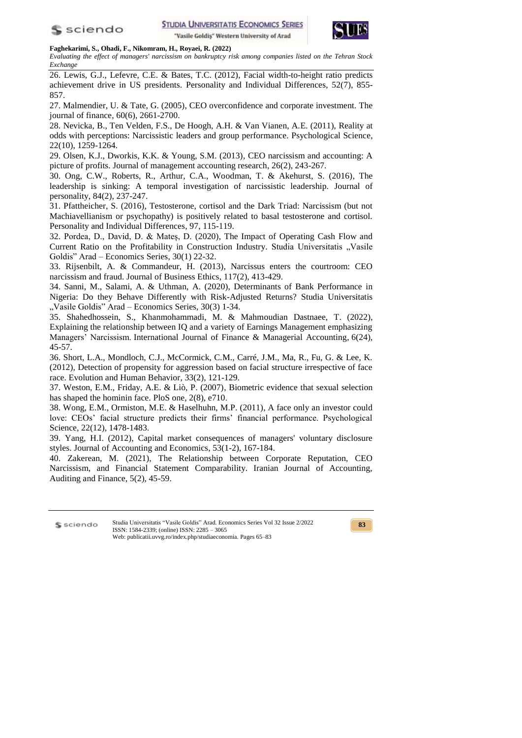26. Lewis, G.J., Lefevre, C.E. & Bates, T.C. (2012), Facial width-to-height ratio predicts achievement drive in US presidents. Personality and Individual Differences, 52(7), 855-857.

27. Malmendier, U. & Tate, G. (2005), CEO overconfidence and corporate investment. The journal of finance, 60(6), 2661-2700.

28. Nevicka, B., Ten Velden, F.S., De Hoogh, A.H. & Van Vianen, A.E. (2011), Reality at odds with perceptions: Narcissistic leaders and group performance. Psychological Science, 22(10), 1259-1264.

29. Olsen, K.J., Dworkis, K.K. & Young, S.M. (2013), CEO narcissism and accounting: A picture of profits. Journal of management accounting research, 26(2), 243-267.

30. Ong, C.W., Roberts, R., Arthur, C.A., Woodman, T. & Akehurst, S. (2016), The leadership is sinking: A temporal investigation of narcissistic leadership. Journal of personality, 84(2), 237-247.

31. Pfattheicher, S. (2016), Testosterone, cortisol and the Dark Triad: Narcissism (but not Machiavellianism or psychopathy) is positively related to basal testosterone and cortisol. Personality and Individual Differences, 97, 115-119.

32. Pordea, D., David, D. & Mateș, D. (2020), The Impact of Operating Cash Flow and Current Ratio on the Profitability in Construction Industry. Studia Universitatis „Vasile Goldis" Arad – Economics Series, 30(1) 22-32.

33. Rijsenbilt, A. & Commandeur, H. (2013), Narcissus enters the courtroom: CEO narcissism and fraud. Journal of Business Ethics, 117(2), 413-429.

34. Sanni, M., Salami, A. & Uthman, A. (2020), Determinants of Bank Performance in Nigeria: Do they Behave Differently with Risk-Adjusted Returns? Studia Universitatis „Vasile Goldis" Arad – Economics Series, 30(3) 1-34.

35. Shahedhossein, S., Khanmohammadi, M. & Mahmoudian Dastnaee, T. (2022), Explaining the relationship between IQ and a variety of Earnings Management emphasizing Managers' Narcissism. International Journal of Finance & Managerial Accounting, 6(24), 45-57.

36. Short, L.A., Mondloch, C.J., McCormick, C.M., Carré, J.M., Ma, R., Fu, G. & Lee, K. (2012), Detection of propensity for aggression based on facial structure irrespective of face race. Evolution and Human Behavior, 33(2), 121-129.

37. Weston, E.M., Friday, A.E. & Liò, P. (2007), Biometric evidence that sexual selection has shaped the hominin face. PloS one, 2(8), e710.

38. Wong, E.M., Ormiston, M.E. & Haselhuhn, M.P. (2011), A face only an investor could love: CEOs' facial structure predicts their firms' financial performance. Psychological Science, 22(12), 1478-1483.

39. Yang, H.I. (2012), Capital market consequences of managers' voluntary disclosure styles. Journal of Accounting and Economics, 53(1-2), 167-184.

40. Zakerean, M. (2021), The Relationship between Corporate Reputation, CEO Narcissism, and Financial Statement Comparability. Iranian Journal of Accounting, Auditing and Finance, 5(2), 45-59.